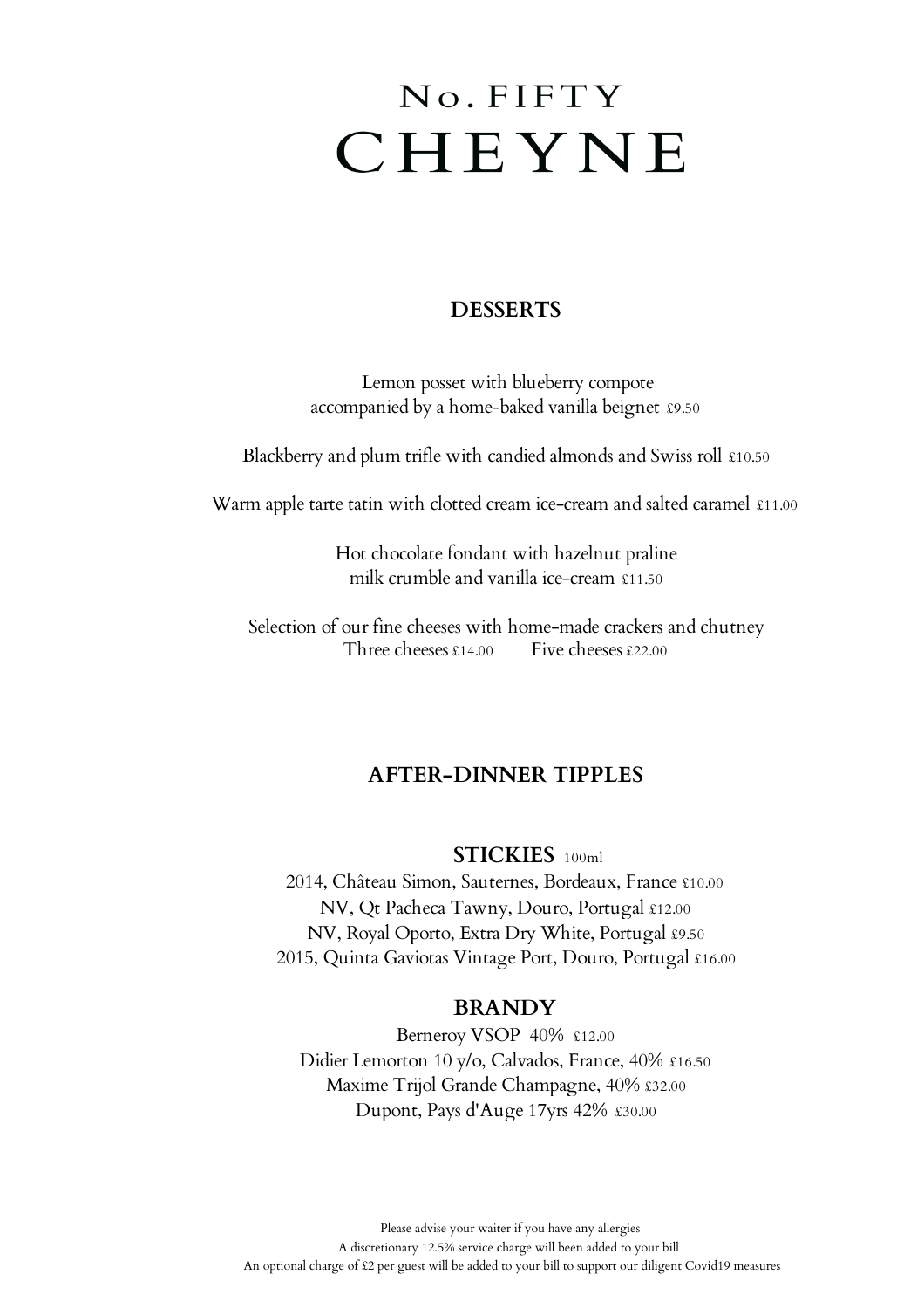# No. FIFTY CHEYNE

## DESSERTS

Lemon posset with blueberry compote
accompanied by a home-baked vanilla beignet £9.50

Blackberry and plum trifle with candied almonds and Swiss roll £10.50

Warm apple tarte tatin with clotted cream ice-cream and salted caramel £11.00

Hot chocolate fondant with hazelnut praline
milk crumble and vanilla ice-cream £11.50

Selection of our fine cheeses with home-made crackers and chutney
Three cheeses £14.00 Five cheeses £22.00

## AFTER-DINNER TIPPLES

### STICKIES 100ml

2014, Château Simon, Sauternes, Bordeaux, France £10.00
NV, Qt Pacheca Tawny, Douro, Portugal £12.00
NV, Royal Oporto, Extra Dry White, Portugal £9.50
2015, Quinta Gaviotas Vintage Port, Douro, Portugal £16.00

### BRANDY

Berneroy VSOP 40% £12.00
Didier Lemorton 10 y/o, Calvados, France, 40% £16.50
Maxime Trijol Grande Champagne, 40% £32.00
Dupont, Pays d'Auge 17yrs 42% £30.00

Please advise your waiter if you have any allergies
A discretionary 12.5% service charge will been added to your bill
An optional charge of £2 per guest will be added to your bill to support our diligent Covid19 measures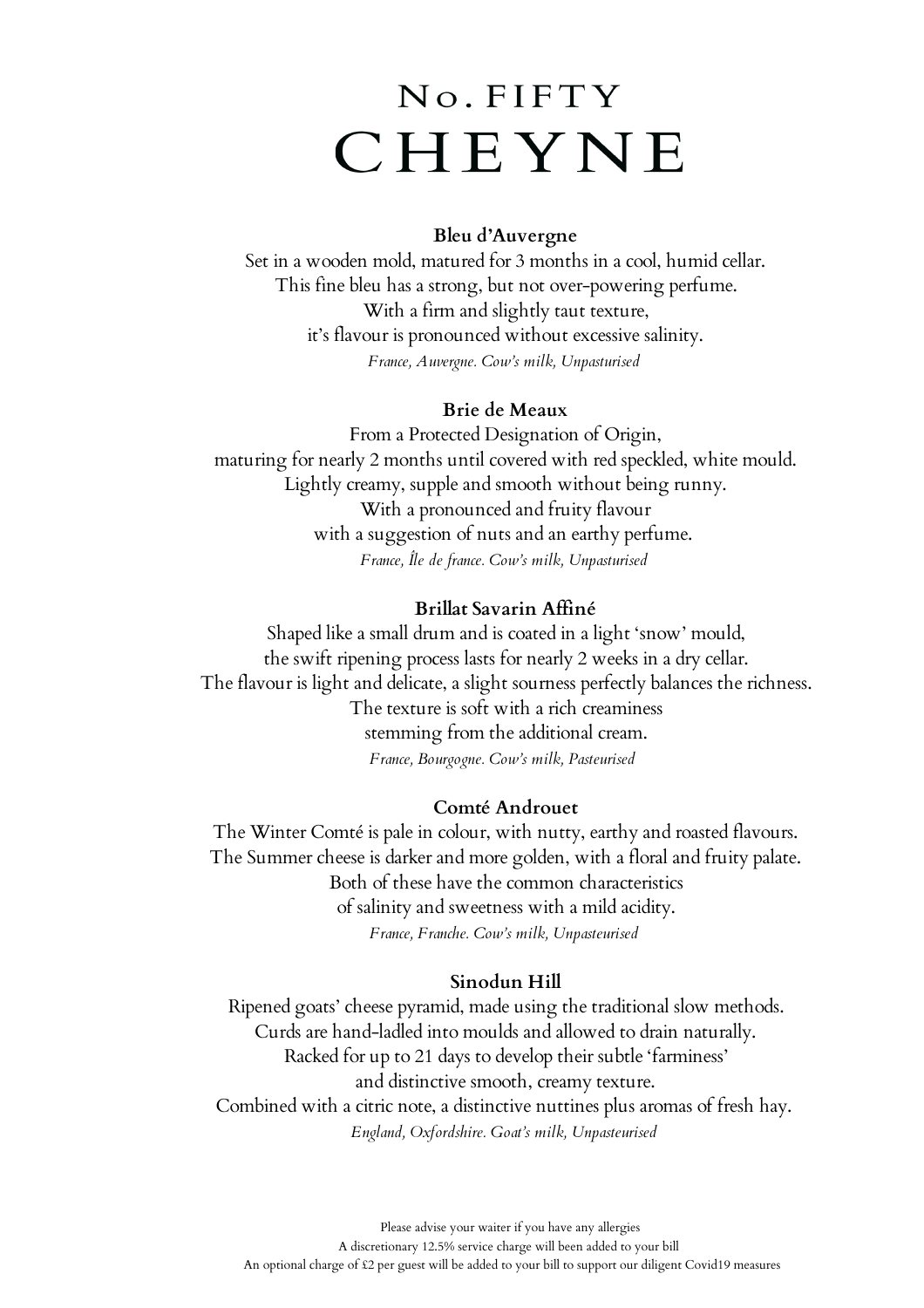# No. FIFTY CHEYNE

### Bleu d'Auvergne

Set in a wooden mold, matured for 3 months in a cool, humid cellar.
This fine bleu has a strong, but not over-powering perfume.
With a firm and slightly taut texture,
it's flavour is pronounced without excessive salinity.
*France, Auvergne. Cow's milk, Unpasturised*

### Brie de Meaux

From a Protected Designation of Origin,
maturing for nearly 2 months until covered with red speckled, white mould.
Lightly creamy, supple and smooth without being runny.
With a pronounced and fruity flavour
with a suggestion of nuts and an earthy perfume.
*France, Île de france. Cow's milk, Unpasturised*

### Brillat Savarin Affiné

Shaped like a small drum and is coated in a light 'snow' mould,
the swift ripening process lasts for nearly 2 weeks in a dry cellar.
The flavour is light and delicate, a slight sourness perfectly balances the richness.
The texture is soft with a rich creaminess
stemming from the additional cream.
*France, Bourgogne. Cow's milk, Pasteurised*

### Comté Androuet

The Winter Comté is pale in colour, with nutty, earthy and roasted flavours.
The Summer cheese is darker and more golden, with a floral and fruity palate.
Both of these have the common characteristics
of salinity and sweetness with a mild acidity.
*France, Franche. Cow's milk, Unpasteurised*

### Sinodun Hill

Ripened goats' cheese pyramid, made using the traditional slow methods.
Curds are hand-ladled into moulds and allowed to drain naturally.
Racked for up to 21 days to develop their subtle 'farminess'
and distinctive smooth, creamy texture.
Combined with a citric note, a distinctive nuttines plus aromas of fresh hay.
*England, Oxfordshire. Goat's milk, Unpasteurised*

Please advise your waiter if you have any allergies
A discretionary 12.5% service charge will been added to your bill
An optional charge of £2 per guest will be added to your bill to support our diligent Covid19 measures